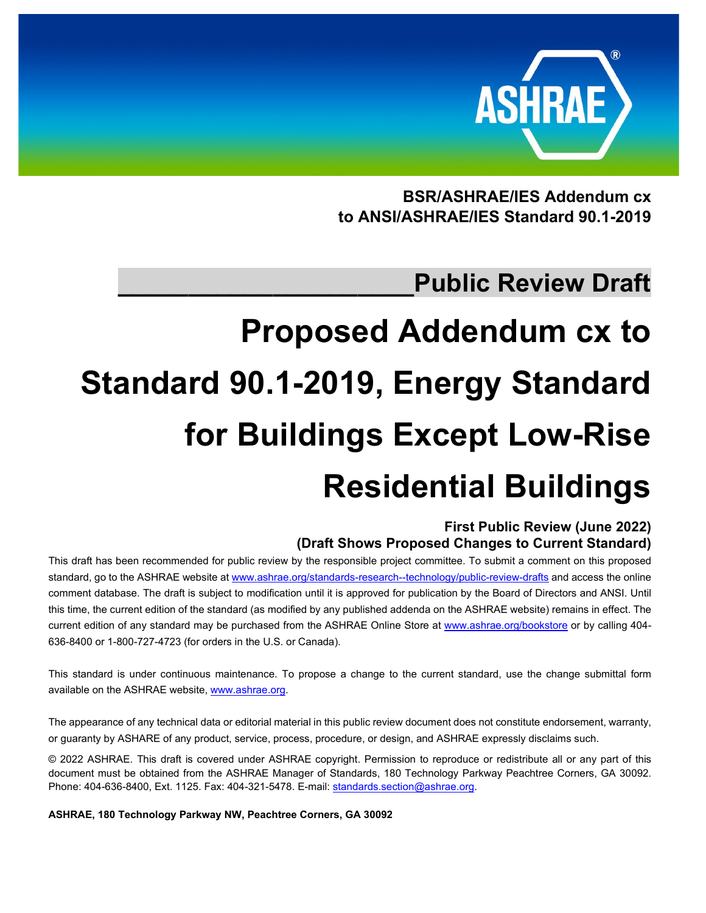**BSR/ASHRAE/IES Addendum cx to ANSI/ASHRAE/IES Standard 90.1-2019**

## Public Review Draft

# Proposed Addendum cx to Standard 90.1-2019, Energy Standard for Buildings Except Low-Rise Residential Buildings

**First Public Review (June 2022)**
**(Draft Shows Proposed Changes to Current Standard)**

This draft has been recommended for public review by the responsible project committee. To submit a comment on this proposed standard, go to the ASHRAE website at www.ashrae.org/standards-research--technology/public-review-drafts and access the online comment database. The draft is subject to modification until it is approved for publication by the Board of Directors and ANSI. Until this time, the current edition of the standard (as modified by any published addenda on the ASHRAE website) remains in effect. The current edition of any standard may be purchased from the ASHRAE Online Store at www.ashrae.org/bookstore or by calling 404-636-8400 or 1-800-727-4723 (for orders in the U.S. or Canada).

This standard is under continuous maintenance. To propose a change to the current standard, use the change submittal form available on the ASHRAE website, www.ashrae.org.

The appearance of any technical data or editorial material in this public review document does not constitute endorsement, warranty, or guaranty by ASHARE of any product, service, process, procedure, or design, and ASHRAE expressly disclaims such.

© 2022 ASHRAE. This draft is covered under ASHRAE copyright. Permission to reproduce or redistribute all or any part of this document must be obtained from the ASHRAE Manager of Standards, 180 Technology Parkway Peachtree Corners, GA 30092. Phone: 404-636-8400, Ext. 1125. Fax: 404-321-5478. E-mail: standards.section@ashrae.org.

**ASHRAE, 180 Technology Parkway NW, Peachtree Corners, GA 30092**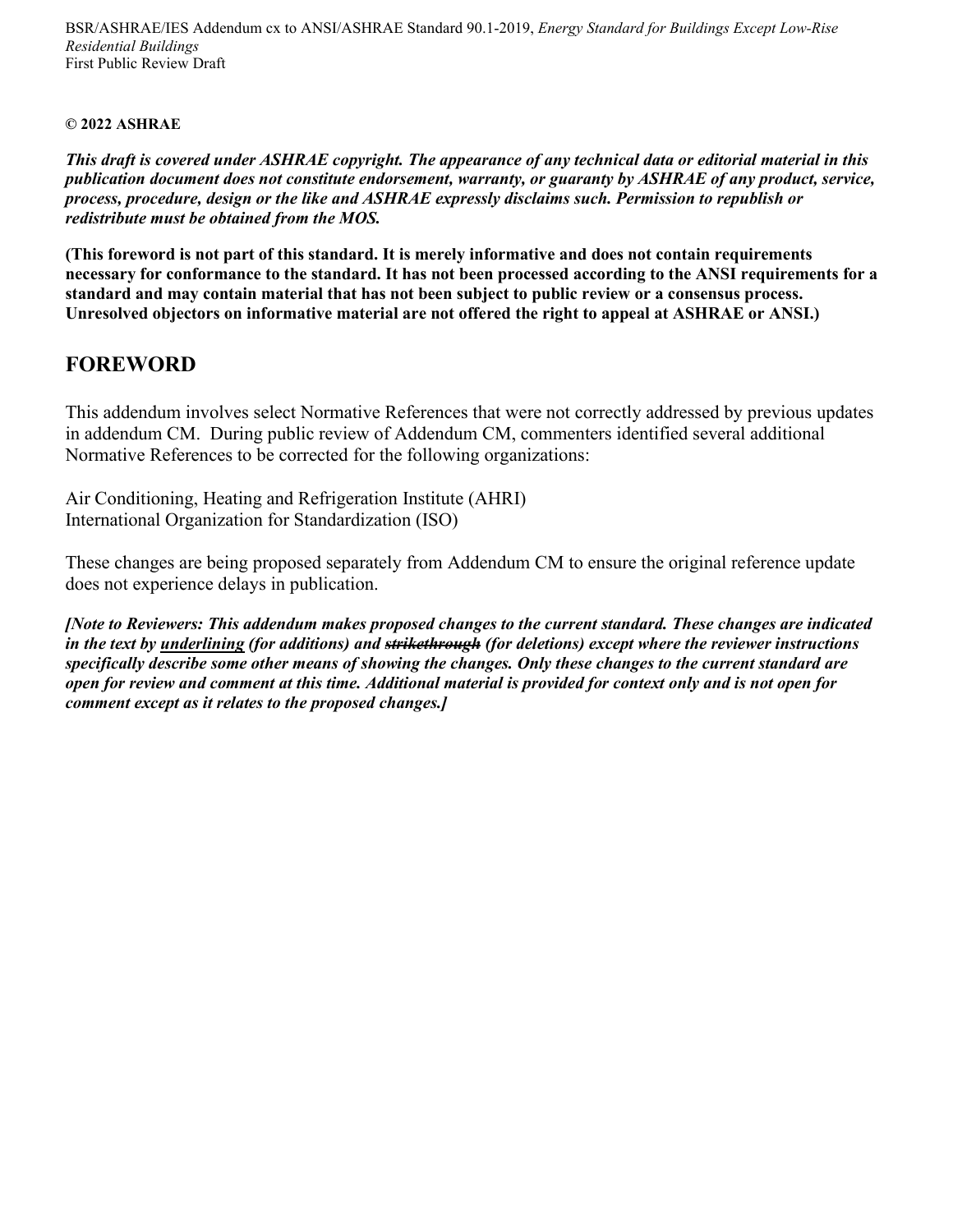**© 2022 ASHRAE**

***This draft is covered under ASHRAE copyright. The appearance of any technical data or editorial material in this publication document does not constitute endorsement, warranty, or guaranty by ASHRAE of any product, service, process, procedure, design or the like and ASHRAE expressly disclaims such. Permission to republish or redistribute must be obtained from the MOS.***

**(This foreword is not part of this standard. It is merely informative and does not contain requirements necessary for conformance to the standard. It has not been processed according to the ANSI requirements for a standard and may contain material that has not been subject to public review or a consensus process. Unresolved objectors on informative material are not offered the right to appeal at ASHRAE or ANSI.)**

## FOREWORD

This addendum involves select Normative References that were not correctly addressed by previous updates in addendum CM. During public review of Addendum CM, commenters identified several additional Normative References to be corrected for the following organizations:

Air Conditioning, Heating and Refrigeration Institute (AHRI)
International Organization for Standardization (ISO)

These changes are being proposed separately from Addendum CM to ensure the original reference update does not experience delays in publication.

***[Note to Reviewers: This addendum makes proposed changes to the current standard. These changes are indicated in the text by <u>underlining</u> (for additions) and ~~strikethrough~~ (for deletions) except where the reviewer instructions specifically describe some other means of showing the changes. Only these changes to the current standard are open for review and comment at this time. Additional material is provided for context only and is not open for comment except as it relates to the proposed changes.]***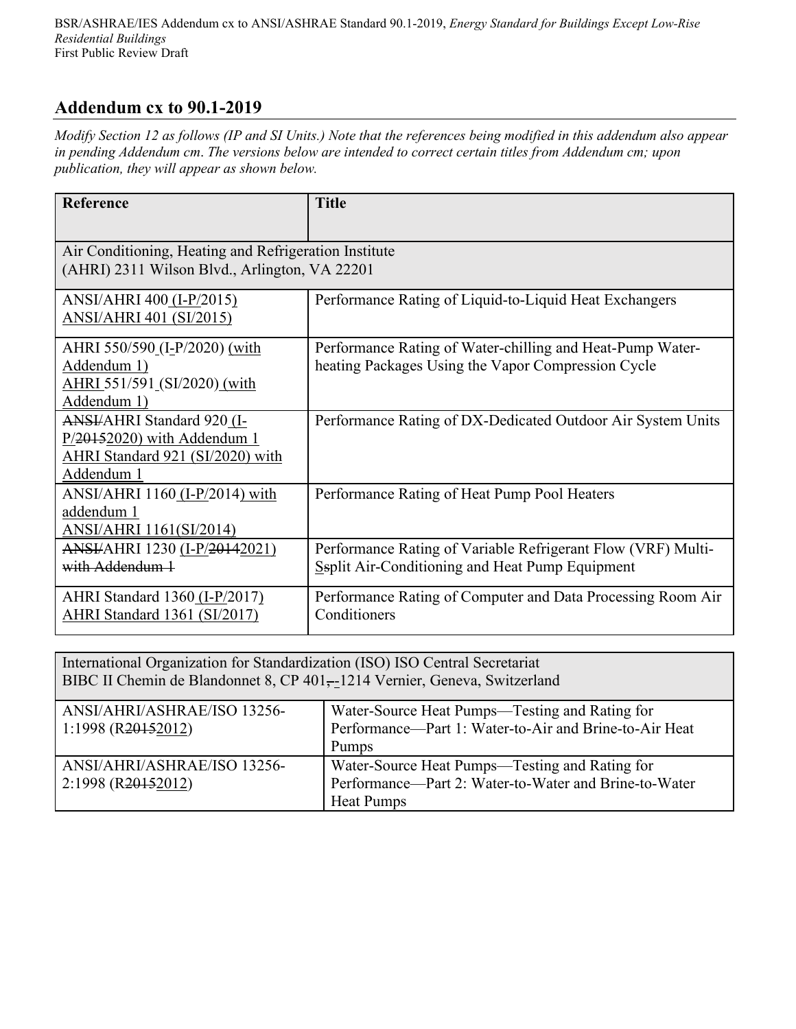## Addendum cx to 90.1-2019

*Modify Section 12 as follows (IP and SI Units.) Note that the references being modified in this addendum also appear in pending Addendum cm. The versions below are intended to correct certain titles from Addendum cm; upon publication, they will appear as shown below.*

| Reference | Title |
|---|---|
| Air Conditioning, Heating and Refrigeration Institute (AHRI) 2311 Wilson Blvd., Arlington, VA 22201 | |
| ANSI/AHRI 400 (I-P/2015) ANSI/AHRI 401 (SI/2015) | Performance Rating of Liquid-to-Liquid Heat Exchangers |
| AHRI 550/590 (I-P/2020) (with Addendum 1) AHRI 551/591 (SI/2020) (with Addendum 1) | Performance Rating of Water-chilling and Heat-Pump Water-heating Packages Using the Vapor Compression Cycle |
| ~~ANSI/~~AHRI Standard 920 (I-P/~~2015~~2020) with Addendum 1 AHRI Standard 921 (SI/2020) with Addendum 1 | Performance Rating of DX-Dedicated Outdoor Air System Units |
| ANSI/AHRI 1160 (I-P/2014) with addendum 1 ANSI/AHRI 1161(SI/2014) | Performance Rating of Heat Pump Pool Heaters |
| ~~ANSI/~~AHRI 1230 (I-P/~~2014~~2021) ~~with Addendum 1~~ | Performance Rating of Variable Refrigerant Flow (VRF) Multi-S~~s~~plit Air-Conditioning and Heat Pump Equipment |
| AHRI Standard 1360 (I-P/2017) AHRI Standard 1361 (SI/2017) | Performance Rating of Computer and Data Processing Room Air Conditioners |

| | |
|---|---|
| International Organization for Standardization (ISO) ISO Central Secretariat BIBC II Chemin de Blandonnet 8, CP 401~~,~~ - 1214 Vernier, Geneva, Switzerland | |
| ANSI/AHRI/ASHRAE/ISO 13256-1:1998 (R~~2015~~2012) | Water-Source Heat Pumps—Testing and Rating for Performance—Part 1: Water-to-Air and Brine-to-Air Heat Pumps |
| ANSI/AHRI/ASHRAE/ISO 13256-2:1998 (R~~2015~~2012) | Water-Source Heat Pumps—Testing and Rating for Performance—Part 2: Water-to-Water and Brine-to-Water Heat Pumps |